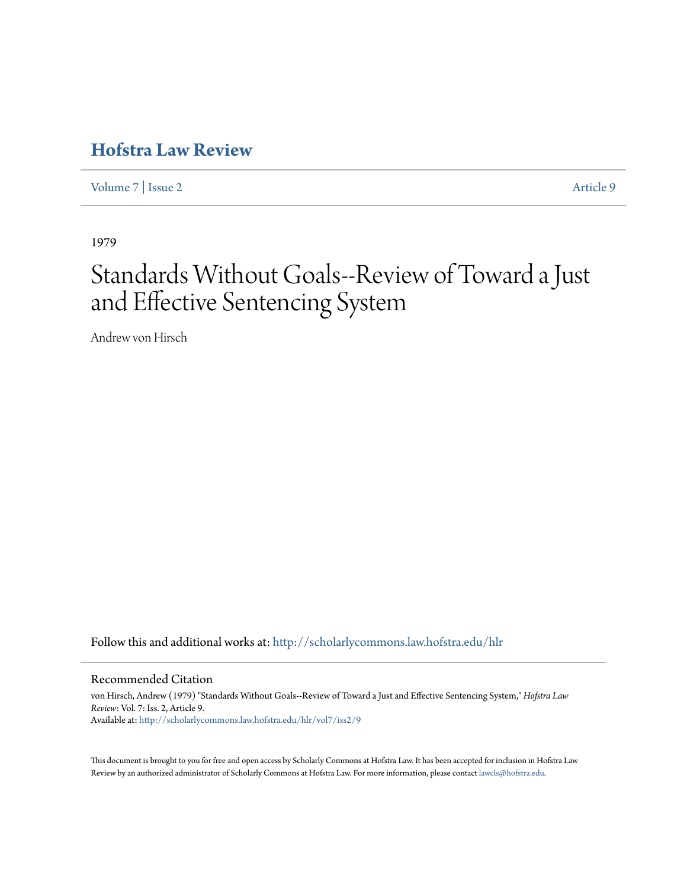# Hofstra Law Review

Volume 7 | Issue 2 Article 9

1979

# Standards Without Goals--Review of Toward a Just and Effective Sentencing System

Andrew von Hirsch

Follow this and additional works at: http://scholarlycommons.law.hofstra.edu/hlr

## Recommended Citation

von Hirsch, Andrew (1979) "Standards Without Goals--Review of Toward a Just and Effective Sentencing System," *Hofstra Law Review*: Vol. 7: Iss. 2, Article 9.
Available at: http://scholarlycommons.law.hofstra.edu/hlr/vol7/iss2/9

This document is brought to you for free and open access by Scholarly Commons at Hofstra Law. It has been accepted for inclusion in Hofstra Law Review by an authorized administrator of Scholarly Commons at Hofstra Law. For more information, please contact lawcls@hofstra.edu.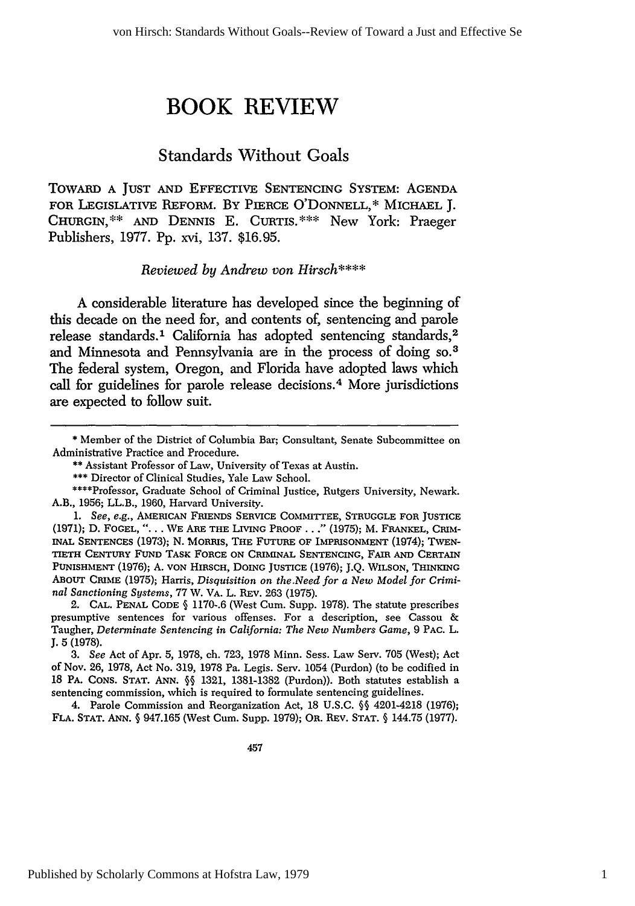# BOOK REVIEW

## Standards Without Goals

TOWARD A JUST AND EFFECTIVE SENTENCING SYSTEM: AGENDA FOR LEGISLATIVE REFORM. BY PIERCE O'DONNELL,* MICHAEL J. CHURGIN,** AND DENNIS E. CURTIS.*** New York: Praeger Publishers, 1977. Pp. xvi, 137. $16.95.

*Reviewed by Andrew von Hirsch*****

A considerable literature has developed since the beginning of this decade on the need for, and contents of, sentencing and parole release standards.[1] California has adopted sentencing standards,[2] and Minnesota and Pennsylvania are in the process of doing so.[3] The federal system, Oregon, and Florida have adopted laws which call for guidelines for parole release decisions.[4] More jurisdictions are expected to follow suit.

---

\* Member of the District of Columbia Bar; Consultant, Senate Subcommittee on Administrative Practice and Procedure.

\*\* Assistant Professor of Law, University of Texas at Austin.

\*\*\* Director of Clinical Studies, Yale Law School.

\*\*\*\*Professor, Graduate School of Criminal Justice, Rutgers University, Newark. A.B., 1956; LL.B., 1960, Harvard University.

1. *See, e.g.*, AMERICAN FRIENDS SERVICE COMMITTEE, STRUGGLE FOR JUSTICE (1971); D. FOGEL, "... WE ARE THE LIVING PROOF ..." (1975); M. FRANKEL, CRIMINAL SENTENCES (1973); N. MORRIS, THE FUTURE OF IMPRISONMENT (1974); TWENTIETH CENTURY FUND TASK FORCE ON CRIMINAL SENTENCING, FAIR AND CERTAIN PUNISHMENT (1976); A. VON HIRSCH, DOING JUSTICE (1976); J.Q. WILSON, THINKING ABOUT CRIME (1975); Harris, *Disquisition on the Need for a New Model for Criminal Sanctioning Systems*, 77 W. VA. L. REV. 263 (1975).

2. CAL. PENAL CODE § 1170-.6 (West Cum. Supp. 1978). The statute prescribes presumptive sentences for various offenses. For a description, see Cassou & Taugher, *Determinate Sentencing in California: The New Numbers Game*, 9 PAC. L. J. 5 (1978).

3. *See* Act of Apr. 5, 1978, ch. 723, 1978 Minn. Sess. Law Serv. 705 (West); Act of Nov. 26, 1978, Act No. 319, 1978 Pa. Legis. Serv. 1054 (Purdon) (to be codified in 18 PA. CONS. STAT. ANN. §§ 1321, 1381-1382 (Purdon)). Both statutes establish a sentencing commission, which is required to formulate sentencing guidelines.

4. Parole Commission and Reorganization Act, 18 U.S.C. §§ 4201-4218 (1976); FLA. STAT. ANN. § 947.165 (West Cum. Supp. 1979); OR. REV. STAT. § 144.75 (1977).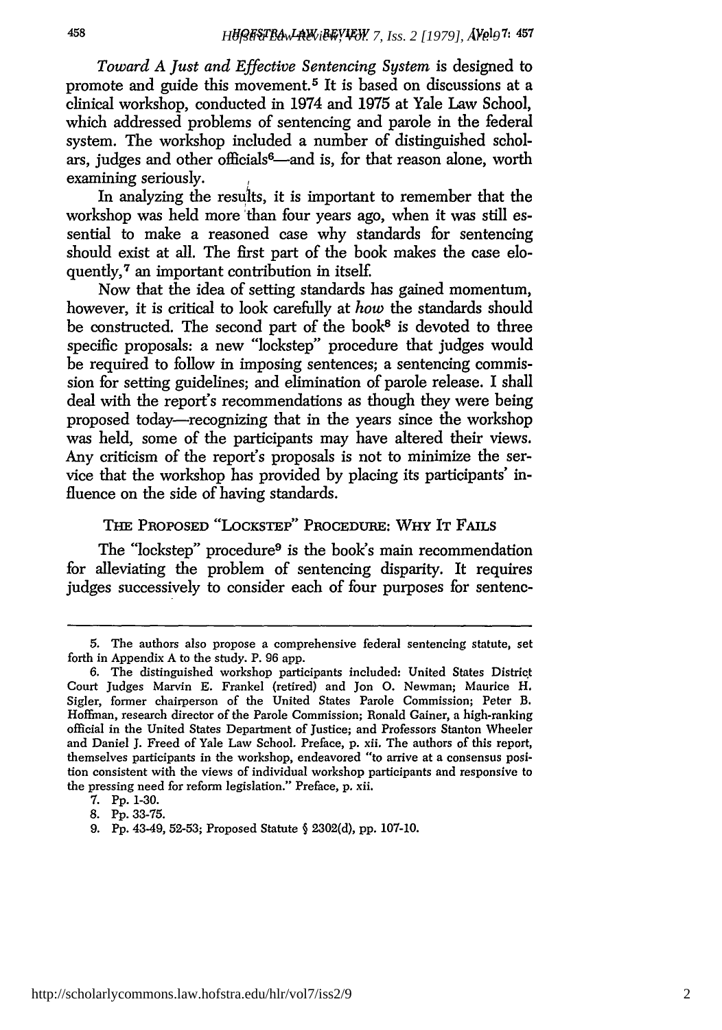*Toward A Just and Effective Sentencing System* is designed to promote and guide this movement.[5] It is based on discussions at a clinical workshop, conducted in 1974 and 1975 at Yale Law School, which addressed problems of sentencing and parole in the federal system. The workshop included a number of distinguished scholars, judges and other officials[6]—and is, for that reason alone, worth examining seriously.

In analyzing the results, it is important to remember that the workshop was held more than four years ago, when it was still essential to make a reasoned case why standards for sentencing should exist at all. The first part of the book makes the case eloquently,[7] an important contribution in itself.

Now that the idea of setting standards has gained momentum, however, it is critical to look carefully at *how* the standards should be constructed. The second part of the book[8] is devoted to three specific proposals: a new "lockstep" procedure that judges would be required to follow in imposing sentences; a sentencing commission for setting guidelines; and elimination of parole release. I shall deal with the report's recommendations as though they were being proposed today—recognizing that in the years since the workshop was held, some of the participants may have altered their views. Any criticism of the report's proposals is not to minimize the service that the workshop has provided by placing its participants' influence on the side of having standards.

## THE PROPOSED "LOCKSTEP" PROCEDURE: WHY IT FAILS

The "lockstep" procedure[9] is the book's main recommendation for alleviating the problem of sentencing disparity. It requires judges successively to consider each of four purposes for sentenc-

---

5. The authors also propose a comprehensive federal sentencing statute, set forth in Appendix A to the study. P. 96 app.

6. The distinguished workshop participants included: United States District Court Judges Marvin E. Frankel (retired) and Jon O. Newman; Maurice H. Sigler, former chairperson of the United States Parole Commission; Peter B. Hoffman, research director of the Parole Commission; Ronald Gainer, a high-ranking official in the United States Department of Justice; and Professors Stanton Wheeler and Daniel J. Freed of Yale Law School. Preface, p. xii. The authors of this report, themselves participants in the workshop, endeavored "to arrive at a consensus position consistent with the views of individual workshop participants and responsive to the pressing need for reform legislation." Preface, p. xii.

7. Pp. 1-30.

8. Pp. 33-75.

9. Pp. 43-49, 52-53; Proposed Statute § 2302(d), pp. 107-10.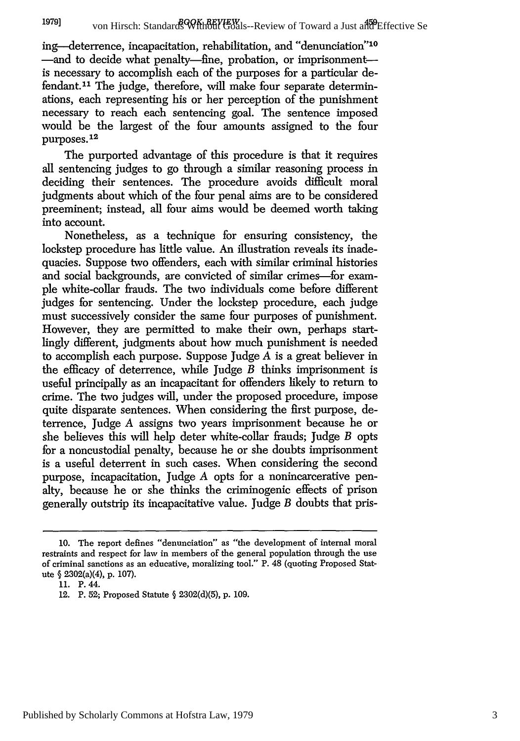ing—deterrence, incapacitation, rehabilitation, and "denunciation"[10] —and to decide what penalty—fine, probation, or imprisonment—is necessary to accomplish each of the purposes for a particular defendant.[11] The judge, therefore, will make four separate determinations, each representing his or her perception of the punishment necessary to reach each sentencing goal. The sentence imposed would be the largest of the four amounts assigned to the four purposes.[12]

The purported advantage of this procedure is that it requires all sentencing judges to go through a similar reasoning process in deciding their sentences. The procedure avoids difficult moral judgments about which of the four penal aims are to be considered preeminent; instead, all four aims would be deemed worth taking into account.

Nonetheless, as a technique for ensuring consistency, the lockstep procedure has little value. An illustration reveals its inadequacies. Suppose two offenders, each with similar criminal histories and social backgrounds, are convicted of similar crimes—for example white-collar frauds. The two individuals come before different judges for sentencing. Under the lockstep procedure, each judge must successively consider the same four purposes of punishment. However, they are permitted to make their own, perhaps startlingly different, judgments about how much punishment is needed to accomplish each purpose. Suppose Judge *A* is a great believer in the efficacy of deterrence, while Judge *B* thinks imprisonment is useful principally as an incapacitant for offenders likely to return to crime. The two judges will, under the proposed procedure, impose quite disparate sentences. When considering the first purpose, deterrence, Judge *A* assigns two years imprisonment because he or she believes this will help deter white-collar frauds; Judge *B* opts for a noncustodial penalty, because he or she doubts imprisonment is a useful deterrent in such cases. When considering the second purpose, incapacitation, Judge *A* opts for a nonincarcerative penalty, because he or she thinks the criminogenic effects of prison generally outstrip its incapacitative value. Judge *B* doubts that pris-

---

10. The report defines "denunciation" as "the development of internal moral restraints and respect for law in members of the general population through the use of criminal sanctions as an educative, moralizing tool." P. 48 (quoting Proposed Statute § 2302(a)(4), p. 107).

11. P. 44.

12. P. 52; Proposed Statute § 2302(d)(5), p. 109.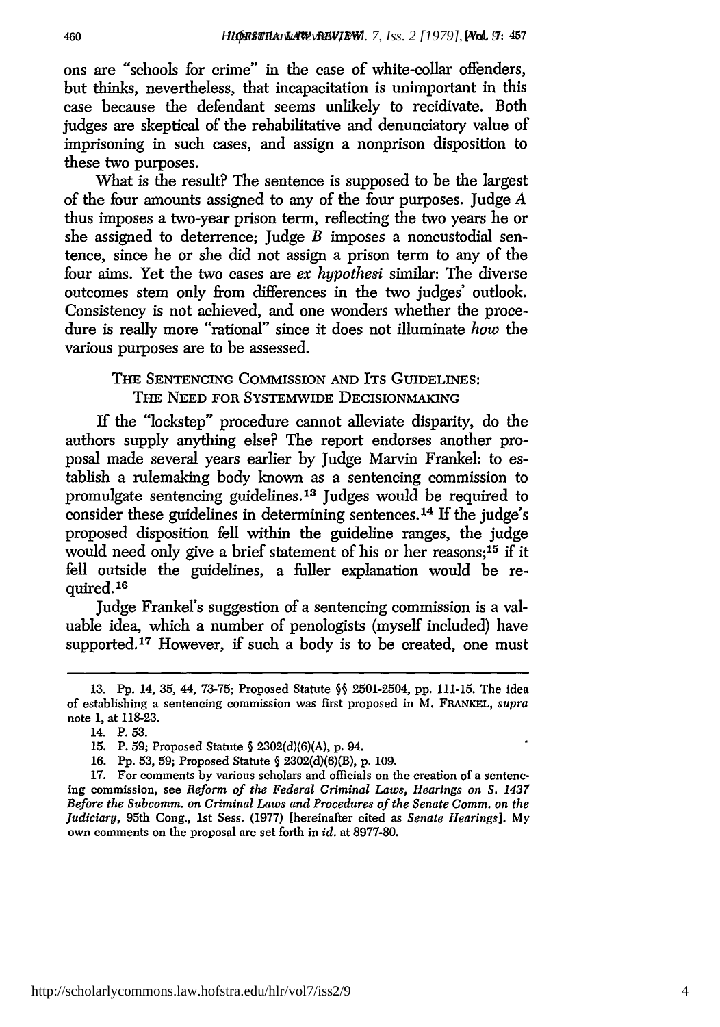ons are "schools for crime" in the case of white-collar offenders, but thinks, nevertheless, that incapacitation is unimportant in this case because the defendant seems unlikely to recidivate. Both judges are skeptical of the rehabilitative and denunciatory value of imprisoning in such cases, and assign a nonprison disposition to these two purposes.

What is the result? The sentence is supposed to be the largest of the four amounts assigned to any of the four purposes. Judge *A* thus imposes a two-year prison term, reflecting the two years he or she assigned to deterrence; Judge *B* imposes a noncustodial sentence, since he or she did not assign a prison term to any of the four aims. Yet the two cases are *ex hypothesi* similar: The diverse outcomes stem only from differences in the two judges' outlook. Consistency is not achieved, and one wonders whether the procedure is really more "rational" since it does not illuminate *how* the various purposes are to be assessed.

## THE SENTENCING COMMISSION AND ITS GUIDELINES: THE NEED FOR SYSTEMWIDE DECISIONMAKING

If the "lockstep" procedure cannot alleviate disparity, do the authors supply anything else? The report endorses another proposal made several years earlier by Judge Marvin Frankel: to establish a rulemaking body known as a sentencing commission to promulgate sentencing guidelines.[13] Judges would be required to consider these guidelines in determining sentences.[14] If the judge's proposed disposition fell within the guideline ranges, the judge would need only give a brief statement of his or her reasons;[15] if it fell outside the guidelines, a fuller explanation would be required.[16]

Judge Frankel's suggestion of a sentencing commission is a valuable idea, which a number of penologists (myself included) have supported.[17] However, if such a body is to be created, one must

---

13. Pp. 14, 35, 44, 73-75; Proposed Statute §§ 2501-2504, pp. 111-15. The idea of establishing a sentencing commission was first proposed in M. FRANKEL, *supra* note 1, at 118-23.

14. P. 53.

15. P. 59; Proposed Statute § 2302(d)(6)(A), p. 94.

16. Pp. 53, 59; Proposed Statute § 2302(d)(6)(B), p. 109.

17. For comments by various scholars and officials on the creation of a sentencing commission, see *Reform of the Federal Criminal Laws, Hearings on S. 1437 Before the Subcomm. on Criminal Laws and Procedures of the Senate Comm. on the Judiciary*, 95th Cong., 1st Sess. (1977) [hereinafter cited as *Senate Hearings*]. My own comments on the proposal are set forth in *id.* at 8977-80.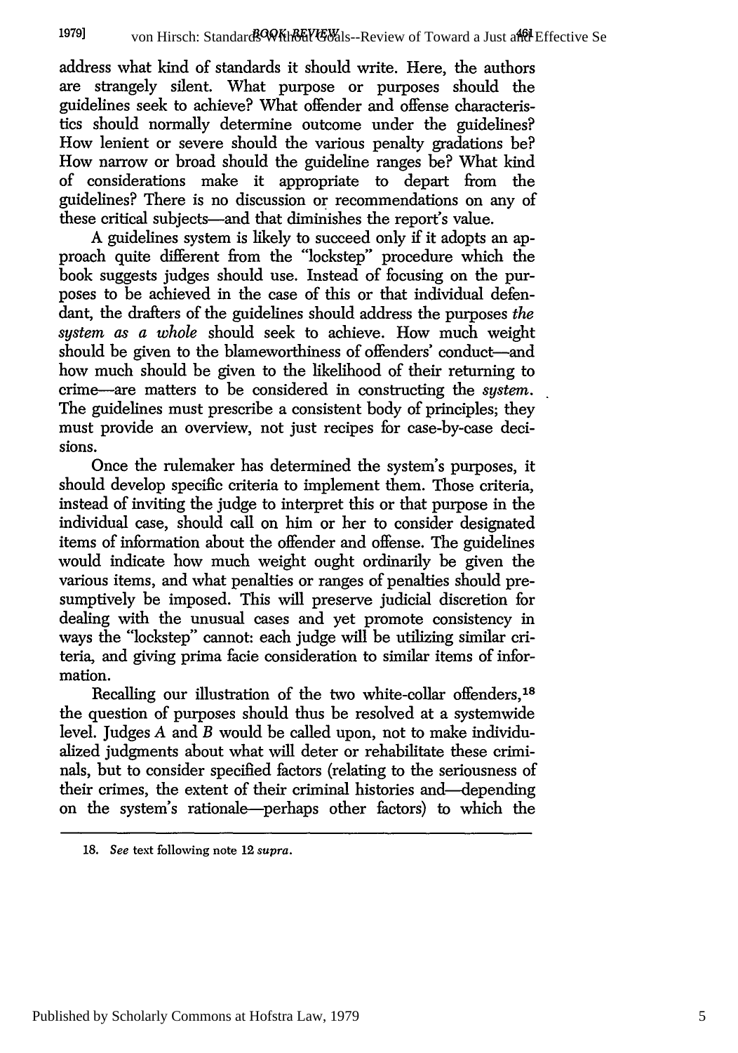address what kind of standards it should write. Here, the authors are strangely silent. What purpose or purposes should the guidelines seek to achieve? What offender and offense characteristics should normally determine outcome under the guidelines? How lenient or severe should the various penalty gradations be? How narrow or broad should the guideline ranges be? What kind of considerations make it appropriate to depart from the guidelines? There is no discussion or recommendations on any of these critical subjects—and that diminishes the report's value.

A guidelines system is likely to succeed only if it adopts an approach quite different from the "lockstep" procedure which the book suggests judges should use. Instead of focusing on the purposes to be achieved in the case of this or that individual defendant, the drafters of the guidelines should address the purposes *the system as a whole* should seek to achieve. How much weight should be given to the blameworthiness of offenders' conduct—and how much should be given to the likelihood of their returning to crime—are matters to be considered in constructing the *system*. The guidelines must prescribe a consistent body of principles; they must provide an overview, not just recipes for case-by-case decisions.

Once the rulemaker has determined the system's purposes, it should develop specific criteria to implement them. Those criteria, instead of inviting the judge to interpret this or that purpose in the individual case, should call on him or her to consider designated items of information about the offender and offense. The guidelines would indicate how much weight ought ordinarily be given the various items, and what penalties or ranges of penalties should presumptively be imposed. This will preserve judicial discretion for dealing with the unusual cases and yet promote consistency in ways the "lockstep" cannot: each judge will be utilizing similar criteria, and giving prima facie consideration to similar items of information.

Recalling our illustration of the two white-collar offenders,[18] the question of purposes should thus be resolved at a systemwide level. Judges *A* and *B* would be called upon, not to make individualized judgments about what will deter or rehabilitate these criminals, but to consider specified factors (relating to the seriousness of their crimes, the extent of their criminal histories and—depending on the system's rationale—perhaps other factors) to which the

---

18. *See* text following note 12 *supra*.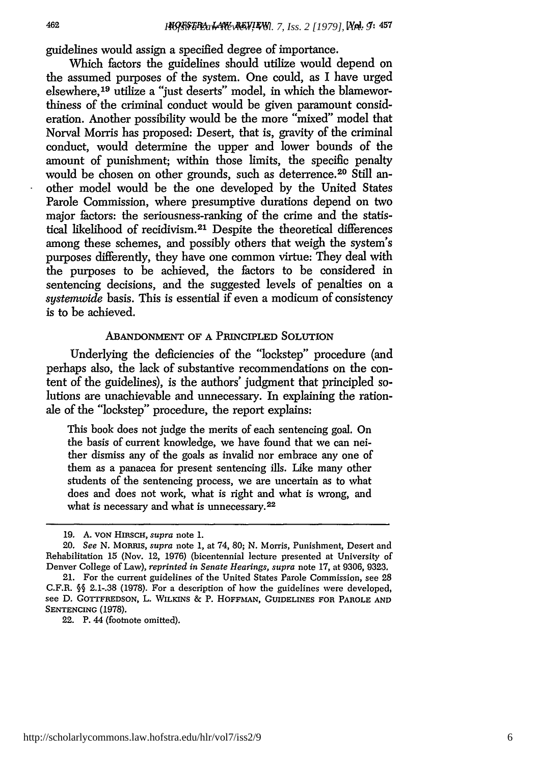guidelines would assign a specified degree of importance.

Which factors the guidelines should utilize would depend on the assumed purposes of the system. One could, as I have urged elsewhere,[19] utilize a "just deserts" model, in which the blameworthiness of the criminal conduct would be given paramount consideration. Another possibility would be the more "mixed" model that Norval Morris has proposed: Desert, that is, gravity of the criminal conduct, would determine the upper and lower bounds of the amount of punishment; within those limits, the specific penalty would be chosen on other grounds, such as deterrence.[20] Still another model would be the one developed by the United States Parole Commission, where presumptive durations depend on two major factors: the seriousness-ranking of the crime and the statistical likelihood of recidivism.[21] Despite the theoretical differences among these schemes, and possibly others that weigh the system's purposes differently, they have one common virtue: They deal with the purposes to be achieved, the factors to be considered in sentencing decisions, and the suggested levels of penalties on a *systemwide* basis. This is essential if even a modicum of consistency is to be achieved.

## ABANDONMENT OF A PRINCIPLED SOLUTION

Underlying the deficiencies of the "lockstep" procedure (and perhaps also, the lack of substantive recommendations on the content of the guidelines), is the authors' judgment that principled solutions are unachievable and unnecessary. In explaining the rationale of the "lockstep" procedure, the report explains:

> This book does not judge the merits of each sentencing goal. On the basis of current knowledge, we have found that we can neither dismiss any of the goals as invalid nor embrace any one of them as a panacea for present sentencing ills. Like many other students of the sentencing process, we are uncertain as to what does and does not work, what is right and what is wrong, and what is necessary and what is unnecessary.[22]

---

19. A. VON HIRSCH, *supra* note 1.

20. *See* N. MORRIS, *supra* note 1, at 74, 80; N. Morris, Punishment, Desert and Rehabilitation 15 (Nov. 12, 1976) (bicentennial lecture presented at University of Denver College of Law), *reprinted in Senate Hearings, supra* note 17, at 9306, 9323.

21. For the current guidelines of the United States Parole Commission, see 28 C.F.R. §§ 2.1-.38 (1978). For a description of how the guidelines were developed, see D. GOTTFREDSON, L. WILKINS & P. HOFFMAN, GUIDELINES FOR PAROLE AND SENTENCING (1978).

22. P. 44 (footnote omitted).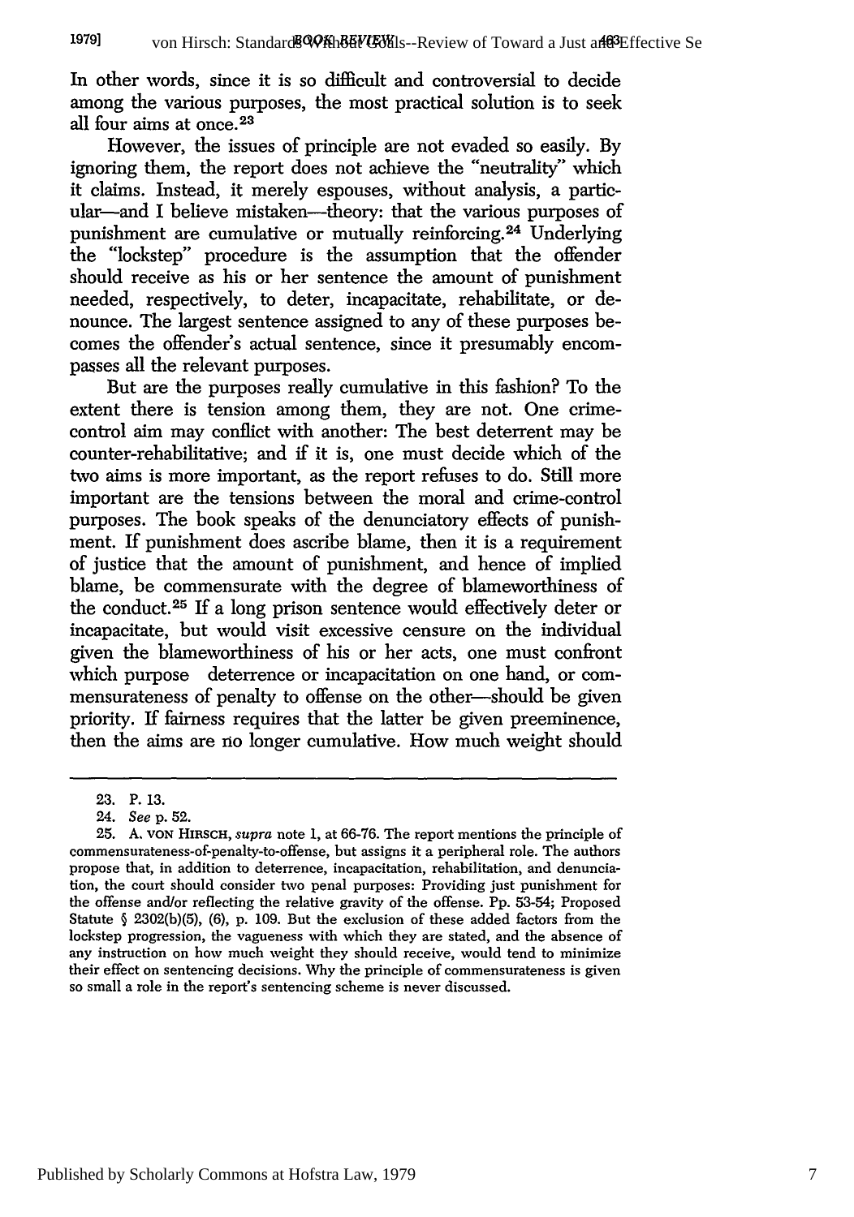In other words, since it is so difficult and controversial to decide among the various purposes, the most practical solution is to seek all four aims at once.[23]

However, the issues of principle are not evaded so easily. By ignoring them, the report does not achieve the "neutrality" which it claims. Instead, it merely espouses, without analysis, a particular—and I believe mistaken—theory: that the various purposes of punishment are cumulative or mutually reinforcing.[24] Underlying the "lockstep" procedure is the assumption that the offender should receive as his or her sentence the amount of punishment needed, respectively, to deter, incapacitate, rehabilitate, or denounce. The largest sentence assigned to any of these purposes becomes the offender's actual sentence, since it presumably encompasses all the relevant purposes.

But are the purposes really cumulative in this fashion? To the extent there is tension among them, they are not. One crime-control aim may conflict with another: The best deterrent may be counter-rehabilitative; and if it is, one must decide which of the two aims is more important, as the report refuses to do. Still more important are the tensions between the moral and crime-control purposes. The book speaks of the denunciatory effects of punishment. If punishment does ascribe blame, then it is a requirement of justice that the amount of punishment, and hence of implied blame, be commensurate with the degree of blameworthiness of the conduct.[25] If a long prison sentence would effectively deter or incapacitate, but would visit excessive censure on the individual given the blameworthiness of his or her acts, one must confront which purpose deterrence or incapacitation on one hand, or commensurateness of penalty to offense on the other—should be given priority. If fairness requires that the latter be given preeminence, then the aims are no longer cumulative. How much weight should

---

23. P. 13.

24. *See* p. 52.

25. A. VON HIRSCH, *supra* note 1, at 66-76. The report mentions the principle of commensurateness-of-penalty-to-offense, but assigns it a peripheral role. The authors propose that, in addition to deterrence, incapacitation, rehabilitation, and denunciation, the court should consider two penal purposes: Providing just punishment for the offense and/or reflecting the relative gravity of the offense. Pp. 53-54; Proposed Statute § 2302(b)(5), (6), p. 109. But the exclusion of these added factors from the lockstep progression, the vagueness with which they are stated, and the absence of any instruction on how much weight they should receive, would tend to minimize their effect on sentencing decisions. Why the principle of commensurateness is given so small a role in the report's sentencing scheme is never discussed.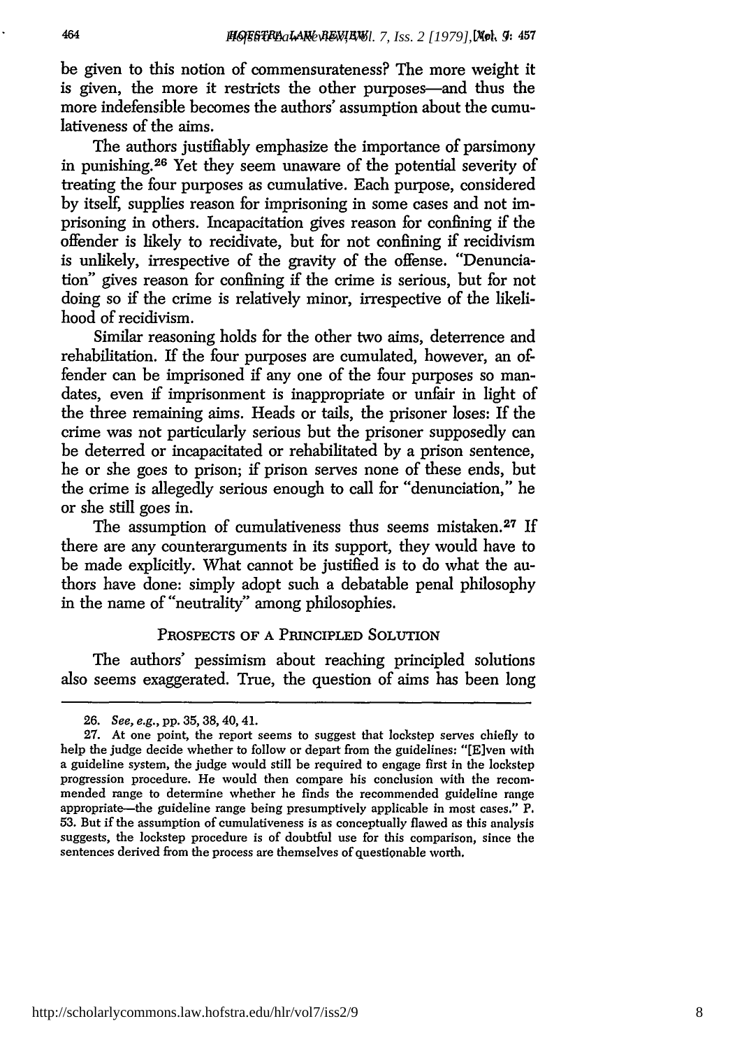be given to this notion of commensurateness? The more weight it is given, the more it restricts the other purposes—and thus the more indefensible becomes the authors' assumption about the cumulativeness of the aims.

The authors justifiably emphasize the importance of parsimony in punishing.[26] Yet they seem unaware of the potential severity of treating the four purposes as cumulative. Each purpose, considered by itself, supplies reason for imprisoning in some cases and not imprisoning in others. Incapacitation gives reason for confining if the offender is likely to recidivate, but for not confining if recidivism is unlikely, irrespective of the gravity of the offense. "Denunciation" gives reason for confining if the crime is serious, but for not doing so if the crime is relatively minor, irrespective of the likelihood of recidivism.

Similar reasoning holds for the other two aims, deterrence and rehabilitation. If the four purposes are cumulated, however, an offender can be imprisoned if any one of the four purposes so mandates, even if imprisonment is inappropriate or unfair in light of the three remaining aims. Heads or tails, the prisoner loses: If the crime was not particularly serious but the prisoner supposedly can be deterred or incapacitated or rehabilitated by a prison sentence, he or she goes to prison; if prison serves none of these ends, but the crime is allegedly serious enough to call for "denunciation," he or she still goes in.

The assumption of cumulativeness thus seems mistaken.[27] If there are any counterarguments in its support, they would have to be made explicitly. What cannot be justified is to do what the authors have done: simply adopt such a debatable penal philosophy in the name of "neutrality" among philosophies.

## PROSPECTS OF A PRINCIPLED SOLUTION

The authors' pessimism about reaching principled solutions also seems exaggerated. True, the question of aims has been long

---

26. *See, e.g.*, pp. 35, 38, 40, 41.

27. At one point, the report seems to suggest that lockstep serves chiefly to help the judge decide whether to follow or depart from the guidelines: "[E]ven with a guideline system, the judge would still be required to engage first in the lockstep progression procedure. He would then compare his conclusion with the recommended range to determine whether he finds the recommended guideline range appropriate—the guideline range being presumptively applicable in most cases." P. 53. But if the assumption of cumulativeness is as conceptually flawed as this analysis suggests, the lockstep procedure is of doubtful use for this comparison, since the sentences derived from the process are themselves of questionable worth.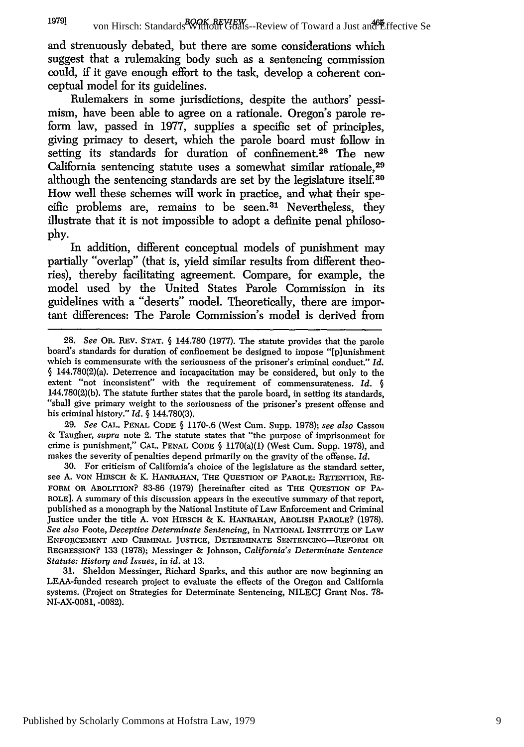and strenuously debated, but there are some considerations which suggest that a rulemaking body such as a sentencing commission could, if it gave enough effort to the task, develop a coherent conceptual model for its guidelines.

Rulemakers in some jurisdictions, despite the authors' pessimism, have been able to agree on a rationale. Oregon's parole reform law, passed in 1977, supplies a specific set of principles, giving primacy to desert, which the parole board must follow in setting its standards for duration of confinement.[28] The new California sentencing statute uses a somewhat similar rationale,[29] although the sentencing standards are set by the legislature itself.[30] How well these schemes will work in practice, and what their specific problems are, remains to be seen.[31] Nevertheless, they illustrate that it is not impossible to adopt a definite penal philosophy.

In addition, different conceptual models of punishment may partially "overlap" (that is, yield similar results from different theories), thereby facilitating agreement. Compare, for example, the model used by the United States Parole Commission in its guidelines with a "deserts" model. Theoretically, there are important differences: The Parole Commission's model is derived from

---

28. *See* OR. REV. STAT. § 144.780 (1977). The statute provides that the parole board's standards for duration of confinement be designed to impose "[p]unishment which is commensurate with the seriousness of the prisoner's criminal conduct." *Id.* § 144.780(2)(a). Deterrence and incapacitation may be considered, but only to the extent "not inconsistent" with the requirement of commensurateness. *Id.* § 144.780(2)(b). The statute further states that the parole board, in setting its standards, "shall give primary weight to the seriousness of the prisoner's present offense and his criminal history." *Id.* § 144.780(3).

29. *See* CAL. PENAL CODE § 1170-.6 (West Cum. Supp. 1978); *see also* Cassou & Taugher, *supra* note 2. The statute states that "the purpose of imprisonment for crime is punishment," CAL. PENAL CODE § 1170(a)(1) (West Cum. Supp. 1978), and makes the severity of penalties depend primarily on the gravity of the offense. *Id.*

30. For criticism of California's choice of the legislature as the standard setter, see A. VON HIRSCH & K. HANRAHAN, THE QUESTION OF PAROLE: RETENTION, REFORM OR ABOLITION? 83-86 (1979) [hereinafter cited as THE QUESTION OF PAROLE]. A summary of this discussion appears in the executive summary of that report, published as a monograph by the National Institute of Law Enforcement and Criminal Justice under the title A. VON HIRSCH & K. HANRAHAN, ABOLISH PAROLE? (1978). *See also* Foote, *Deceptive Determinate Sentencing*, in NATIONAL INSTITUTE OF LAW ENFORCEMENT AND CRIMINAL JUSTICE, DETERMINATE SENTENCING—REFORM OR REGRESSION? 133 (1978); Messinger & Johnson, *California's Determinate Sentence Statute: History and Issues*, in *id.* at 13.

31. Sheldon Messinger, Richard Sparks, and this author are now beginning an LEAA-funded research project to evaluate the effects of the Oregon and California systems. (Project on Strategies for Determinate Sentencing, NILECJ Grant Nos. 78-NI-AX-0081, -0082).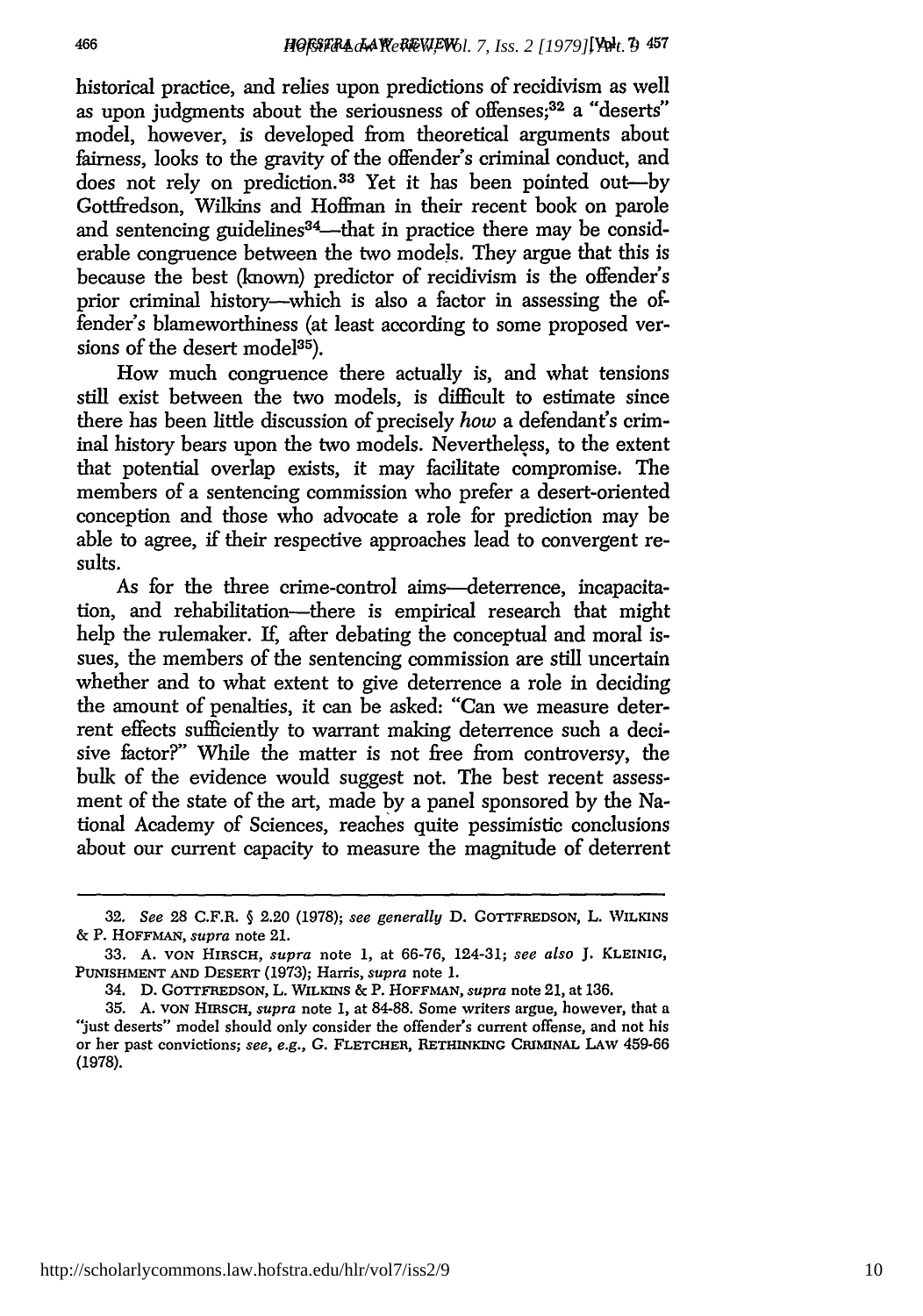historical practice, and relies upon predictions of recidivism as well as upon judgments about the seriousness of offenses;[32] a "deserts" model, however, is developed from theoretical arguments about fairness, looks to the gravity of the offender's criminal conduct, and does not rely on prediction.[33] Yet it has been pointed out—by Gottfredson, Wilkins and Hoffman in their recent book on parole and sentencing guidelines[34]—that in practice there may be considerable congruence between the two models. They argue that this is because the best (known) predictor of recidivism is the offender's prior criminal history—which is also a factor in assessing the offender's blameworthiness (at least according to some proposed versions of the desert model[35]).

How much congruence there actually is, and what tensions still exist between the two models, is difficult to estimate since there has been little discussion of precisely *how* a defendant's criminal history bears upon the two models. Nevertheless, to the extent that potential overlap exists, it may facilitate compromise. The members of a sentencing commission who prefer a desert-oriented conception and those who advocate a role for prediction may be able to agree, if their respective approaches lead to convergent results.

As for the three crime-control aims—deterrence, incapacitation, and rehabilitation—there is empirical research that might help the rulemaker. If, after debating the conceptual and moral issues, the members of the sentencing commission are still uncertain whether and to what extent to give deterrence a role in deciding the amount of penalties, it can be asked: "Can we measure deterrent effects sufficiently to warrant making deterrence such a decisive factor?" While the matter is not free from controversy, the bulk of the evidence would suggest not. The best recent assessment of the state of the art, made by a panel sponsored by the National Academy of Sciences, reaches quite pessimistic conclusions about our current capacity to measure the magnitude of deterrent

---

32. *See* 28 C.F.R. § 2.20 (1978); *see generally* D. GOTTFREDSON, L. WILKINS & P. HOFFMAN, *supra* note 21.

33. A. VON HIRSCH, *supra* note 1, at 66-76, 124-31; *see also* J. KLEINIG, PUNISHMENT AND DESERT (1973); Harris, *supra* note 1.

34. D. GOTTFREDSON, L. WILKINS & P. HOFFMAN, *supra* note 21, at 136.

35. A. VON HIRSCH, *supra* note 1, at 84-88. Some writers argue, however, that a "just deserts" model should only consider the offender's current offense, and not his or her past convictions; *see, e.g.*, G. FLETCHER, RETHINKING CRIMINAL LAW 459-66 (1978).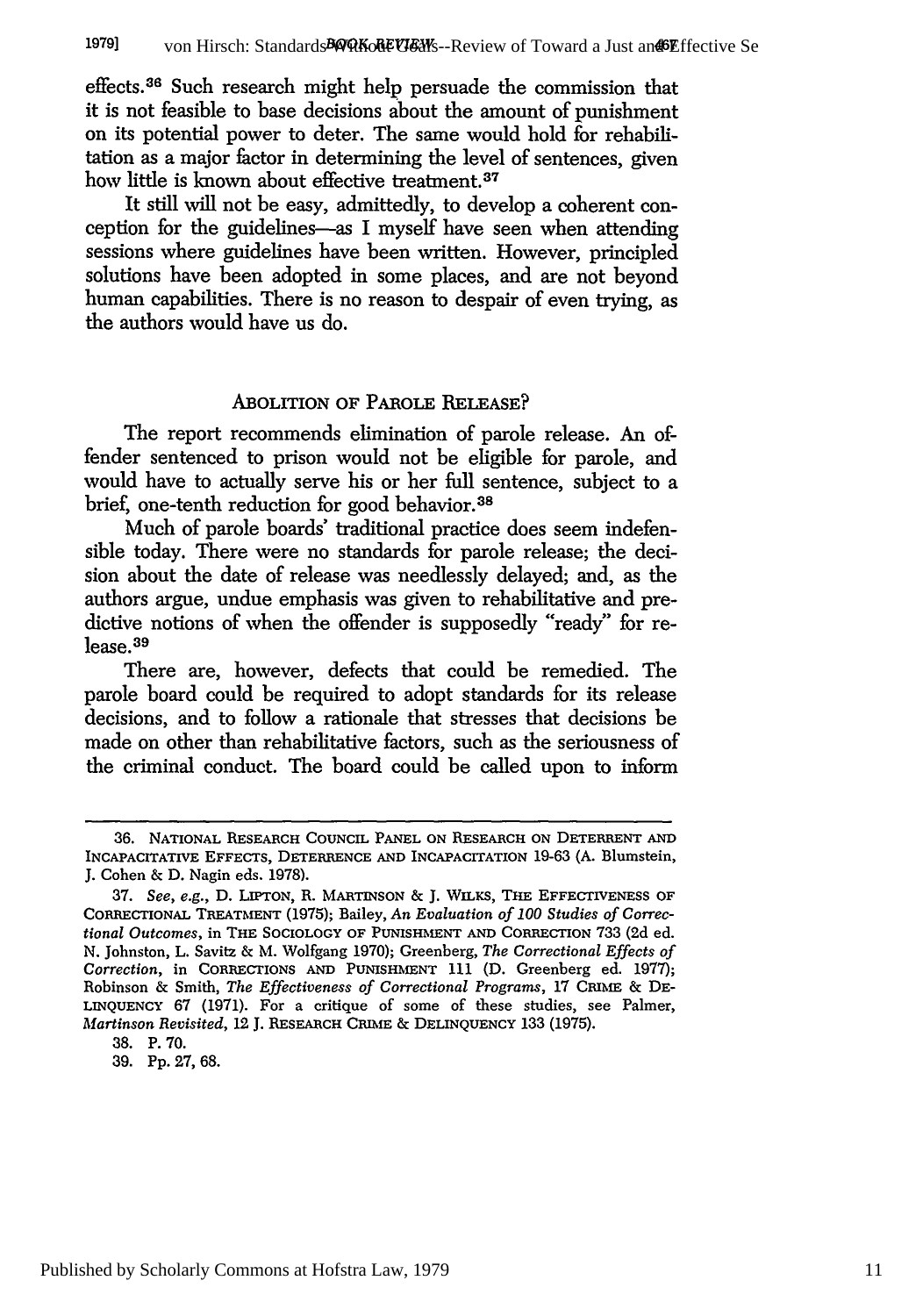effects.[36] Such research might help persuade the commission that it is not feasible to base decisions about the amount of punishment on its potential power to deter. The same would hold for rehabilitation as a major factor in determining the level of sentences, given how little is known about effective treatment.[37]

It still will not be easy, admittedly, to develop a coherent conception for the guidelines—as I myself have seen when attending sessions where guidelines have been written. However, principled solutions have been adopted in some places, and are not beyond human capabilities. There is no reason to despair of even trying, as the authors would have us do.

## ABOLITION OF PAROLE RELEASE?

The report recommends elimination of parole release. An offender sentenced to prison would not be eligible for parole, and would have to actually serve his or her full sentence, subject to a brief, one-tenth reduction for good behavior.[38]

Much of parole boards' traditional practice does seem indefensible today. There were no standards for parole release; the decision about the date of release was needlessly delayed; and, as the authors argue, undue emphasis was given to rehabilitative and predictive notions of when the offender is supposedly "ready" for release.[39]

There are, however, defects that could be remedied. The parole board could be required to adopt standards for its release decisions, and to follow a rationale that stresses that decisions be made on other than rehabilitative factors, such as the seriousness of the criminal conduct. The board could be called upon to inform

---

36. NATIONAL RESEARCH COUNCIL PANEL ON RESEARCH ON DETERRENT AND INCAPACITATIVE EFFECTS, DETERRENCE AND INCAPACITATION 19-63 (A. Blumstein, J. Cohen & D. Nagin eds. 1978).

37. *See, e.g.*, D. LIPTON, R. MARTINSON & J. WILKS, THE EFFECTIVENESS OF CORRECTIONAL TREATMENT (1975); Bailey, *An Evaluation of 100 Studies of Correctional Outcomes*, in THE SOCIOLOGY OF PUNISHMENT AND CORRECTION 733 (2d ed. N. Johnston, L. Savitz & M. Wolfgang 1970); Greenberg, *The Correctional Effects of Correction*, in CORRECTIONS AND PUNISHMENT 111 (D. Greenberg ed. 1977); Robinson & Smith, *The Effectiveness of Correctional Programs*, 17 CRIME & DELINQUENCY 67 (1971). For a critique of some of these studies, see Palmer, *Martinson Revisited*, 12 J. RESEARCH CRIME & DELINQUENCY 133 (1975).

38. P. 70.

39. Pp. 27, 68.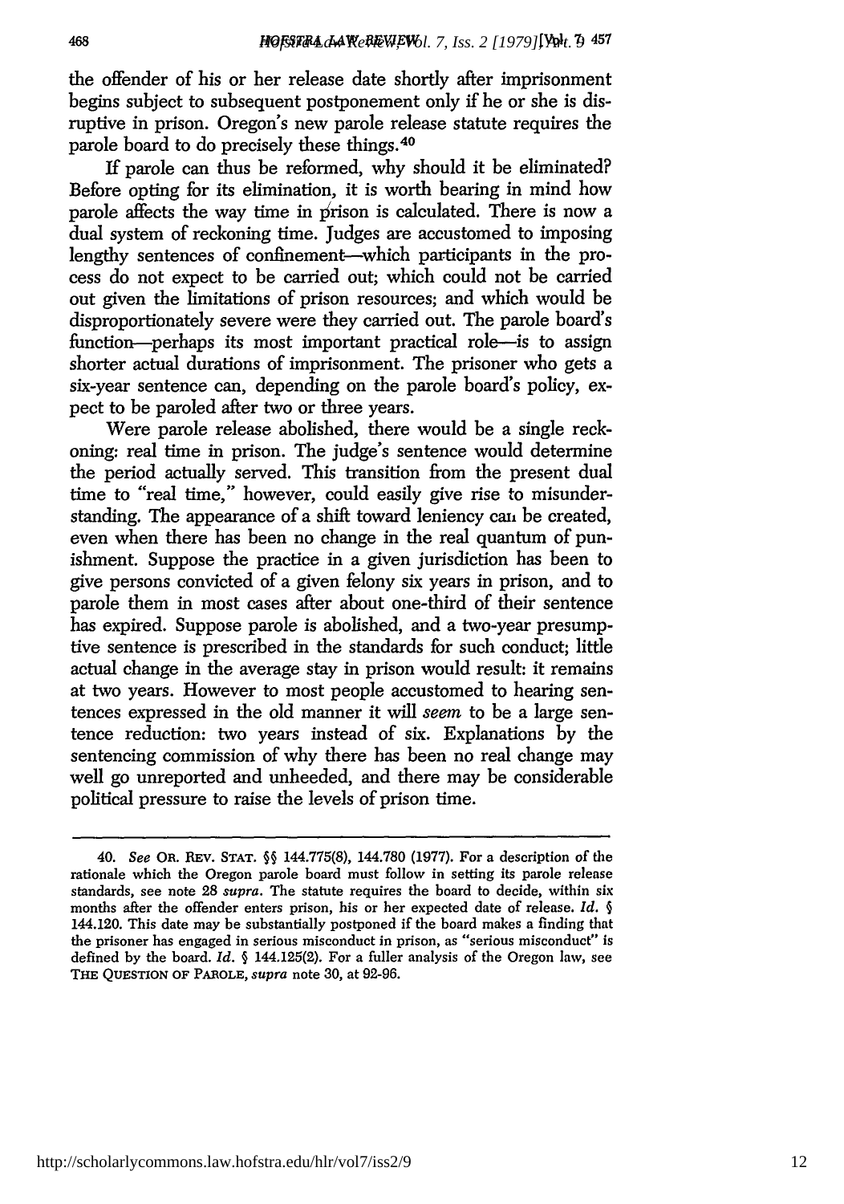the offender of his or her release date shortly after imprisonment begins subject to subsequent postponement only if he or she is disruptive in prison. Oregon's new parole release statute requires the parole board to do precisely these things.[40]

If parole can thus be reformed, why should it be eliminated? Before opting for its elimination, it is worth bearing in mind how parole affects the way time in prison is calculated. There is now a dual system of reckoning time. Judges are accustomed to imposing lengthy sentences of confinement—which participants in the process do not expect to be carried out; which could not be carried out given the limitations of prison resources; and which would be disproportionately severe were they carried out. The parole board's function—perhaps its most important practical role—is to assign shorter actual durations of imprisonment. The prisoner who gets a six-year sentence can, depending on the parole board's policy, expect to be paroled after two or three years.

Were parole release abolished, there would be a single reckoning: real time in prison. The judge's sentence would determine the period actually served. This transition from the present dual time to "real time," however, could easily give rise to misunderstanding. The appearance of a shift toward leniency can be created, even when there has been no change in the real quantum of punishment. Suppose the practice in a given jurisdiction has been to give persons convicted of a given felony six years in prison, and to parole them in most cases after about one-third of their sentence has expired. Suppose parole is abolished, and a two-year presumptive sentence is prescribed in the standards for such conduct; little actual change in the average stay in prison would result: it remains at two years. However to most people accustomed to hearing sentences expressed in the old manner it will *seem* to be a large sentence reduction: two years instead of six. Explanations by the sentencing commission of why there has been no real change may well go unreported and unheeded, and there may be considerable political pressure to raise the levels of prison time.

---

40. *See* OR. REV. STAT. §§ 144.775(8), 144.780 (1977). For a description of the rationale which the Oregon parole board must follow in setting its parole release standards, see note 28 *supra*. The statute requires the board to decide, within six months after the offender enters prison, his or her expected date of release. *Id.* § 144.120. This date may be substantially postponed if the board makes a finding that the prisoner has engaged in serious misconduct in prison, as "serious misconduct" is defined by the board. *Id.* § 144.125(2). For a fuller analysis of the Oregon law, see THE QUESTION OF PAROLE, *supra* note 30, at 92-96.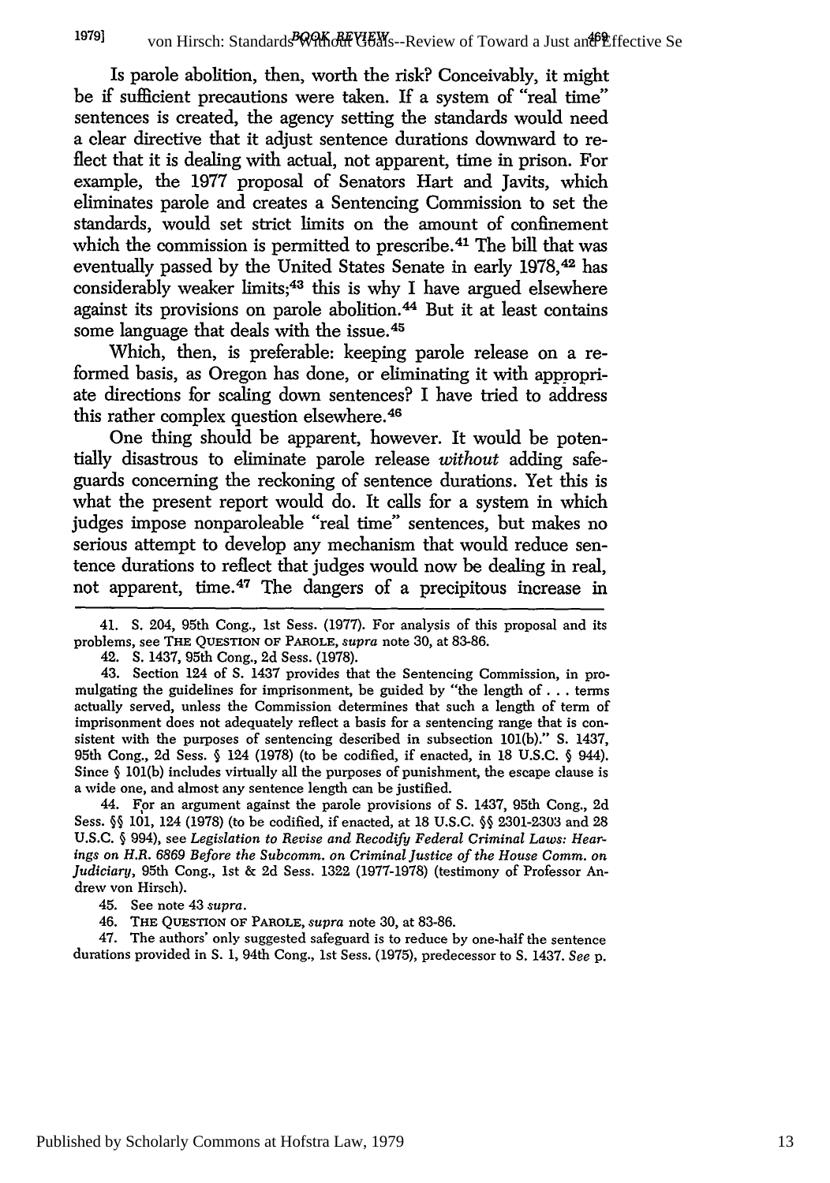Is parole abolition, then, worth the risk? Conceivably, it might be if sufficient precautions were taken. If a system of "real time" sentences is created, the agency setting the standards would need a clear directive that it adjust sentence durations downward to reflect that it is dealing with actual, not apparent, time in prison. For example, the 1977 proposal of Senators Hart and Javits, which eliminates parole and creates a Sentencing Commission to set the standards, would set strict limits on the amount of confinement which the commission is permitted to prescribe.[41] The bill that was eventually passed by the United States Senate in early 1978,[42] has considerably weaker limits;[43] this is why I have argued elsewhere against its provisions on parole abolition.[44] But it at least contains some language that deals with the issue.[45]

Which, then, is preferable: keeping parole release on a reformed basis, as Oregon has done, or eliminating it with appropriate directions for scaling down sentences? I have tried to address this rather complex question elsewhere.[46]

One thing should be apparent, however. It would be potentially disastrous to eliminate parole release *without* adding safeguards concerning the reckoning of sentence durations. Yet this is what the present report would do. It calls for a system in which judges impose nonparoleable "real time" sentences, but makes no serious attempt to develop any mechanism that would reduce sentence durations to reflect that judges would now be dealing in real, not apparent, time.[47] The dangers of a precipitous increase in

---

41. S. 204, 95th Cong., 1st Sess. (1977). For analysis of this proposal and its problems, see THE QUESTION OF PAROLE, *supra* note 30, at 83-86.

42. S. 1437, 95th Cong., 2d Sess. (1978).

43. Section 124 of S. 1437 provides that the Sentencing Commission, in promulgating the guidelines for imprisonment, be guided by "the length of . . . terms actually served, unless the Commission determines that such a length of term of imprisonment does not adequately reflect a basis for a sentencing range that is consistent with the purposes of sentencing described in subsection 101(b)." S. 1437, 95th Cong., 2d Sess. § 124 (1978) (to be codified, if enacted, in 18 U.S.C. § 944). Since § 101(b) includes virtually all the purposes of punishment, the escape clause is a wide one, and almost any sentence length can be justified.

44. For an argument against the parole provisions of S. 1437, 95th Cong., 2d Sess. §§ 101, 124 (1978) (to be codified, if enacted, at 18 U.S.C. §§ 2301-2303 and 28 U.S.C. § 994), see *Legislation to Revise and Recodify Federal Criminal Laws: Hearings on H.R. 6869 Before the Subcomm. on Criminal Justice of the House Comm. on Judiciary*, 95th Cong., 1st & 2d Sess. 1322 (1977-1978) (testimony of Professor Andrew von Hirsch).

45. See note 43 *supra*.

46. THE QUESTION OF PAROLE, *supra* note 30, at 83-86.

47. The authors' only suggested safeguard is to reduce by one-half the sentence durations provided in S. 1, 94th Cong., 1st Sess. (1975), predecessor to S. 1437. *See* p.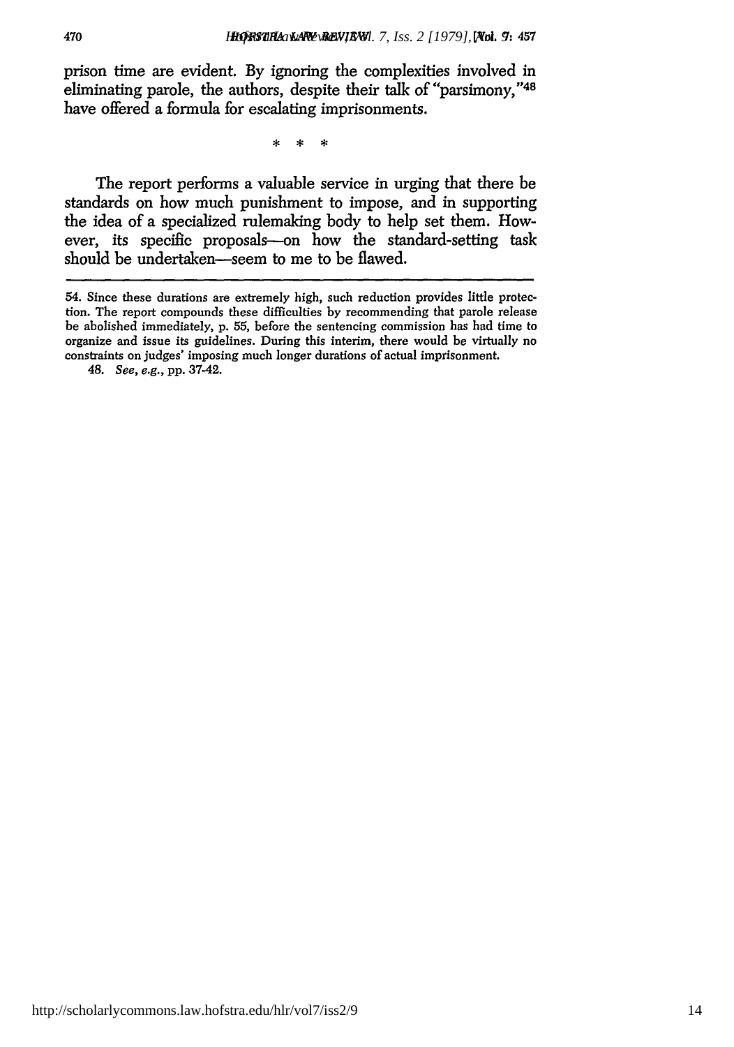prison time are evident. By ignoring the complexities involved in eliminating parole, the authors, despite their talk of "parsimony,"[48] have offered a formula for escalating imprisonments.

\* \* \*

The report performs a valuable service in urging that there be standards on how much punishment to impose, and in supporting the idea of a specialized rulemaking body to help set them. However, its specific proposals—on how the standard-setting task should be undertaken—seem to me to be flawed.

---

54. Since these durations are extremely high, such reduction provides little protection. The report compounds these difficulties by recommending that parole release be abolished immediately, p. 55, before the sentencing commission has had time to organize and issue its guidelines. During this interim, there would be virtually no constraints on judges' imposing much longer durations of actual imprisonment.

48. *See, e.g.*, pp. 37-42.